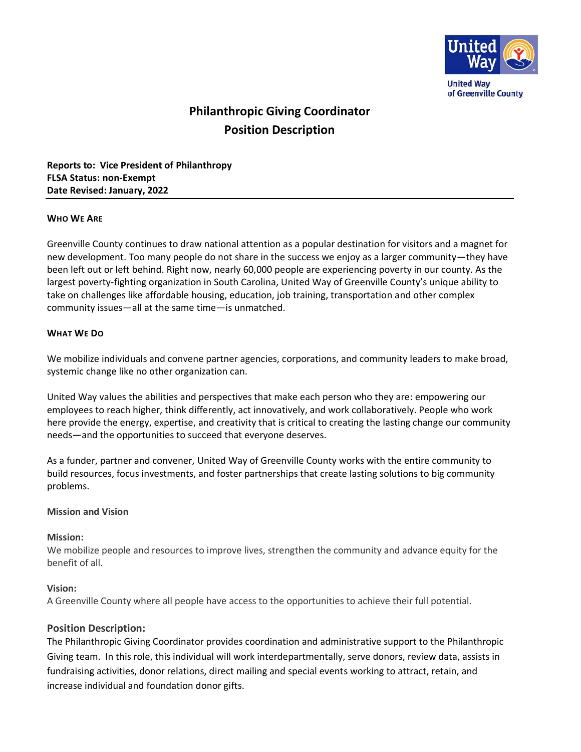United Way of Greenville County

# Philanthropic Giving Coordinator
# Position Description

**Reports to: Vice President of Philanthropy**
**FLSA Status: non-Exempt**
**Date Revised: January, 2022**

---

### WHO WE ARE

Greenville County continues to draw national attention as a popular destination for visitors and a magnet for new development. Too many people do not share in the success we enjoy as a larger community—they have been left out or left behind. Right now, nearly 60,000 people are experiencing poverty in our county. As the largest poverty-fighting organization in South Carolina, United Way of Greenville County's unique ability to take on challenges like affordable housing, education, job training, transportation and other complex community issues—all at the same time—is unmatched.

### WHAT WE DO

We mobilize individuals and convene partner agencies, corporations, and community leaders to make broad, systemic change like no other organization can.

United Way values the abilities and perspectives that make each person who they are: empowering our employees to reach higher, think differently, act innovatively, and work collaboratively. People who work here provide the energy, expertise, and creativity that is critical to creating the lasting change our community needs—and the opportunities to succeed that everyone deserves.

As a funder, partner and convener, United Way of Greenville County works with the entire community to build resources, focus investments, and foster partnerships that create lasting solutions to big community problems.

**Mission and Vision**

**Mission:**
We mobilize people and resources to improve lives, strengthen the community and advance equity for the benefit of all.

**Vision:**
A Greenville County where all people have access to the opportunities to achieve their full potential.

### Position Description:

The Philanthropic Giving Coordinator provides coordination and administrative support to the Philanthropic Giving team. In this role, this individual will work interdepartmentally, serve donors, review data, assists in fundraising activities, donor relations, direct mailing and special events working to attract, retain, and increase individual and foundation donor gifts.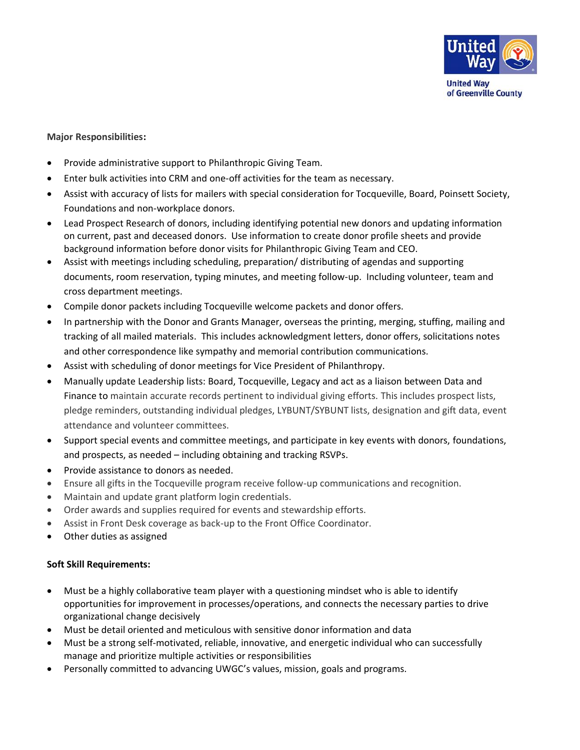**Major Responsibilities:**

- Provide administrative support to Philanthropic Giving Team.
- Enter bulk activities into CRM and one-off activities for the team as necessary.
- Assist with accuracy of lists for mailers with special consideration for Tocqueville, Board, Poinsett Society, Foundations and non-workplace donors.
- Lead Prospect Research of donors, including identifying potential new donors and updating information on current, past and deceased donors. Use information to create donor profile sheets and provide background information before donor visits for Philanthropic Giving Team and CEO.
- Assist with meetings including scheduling, preparation/ distributing of agendas and supporting documents, room reservation, typing minutes, and meeting follow-up. Including volunteer, team and cross department meetings.
- Compile donor packets including Tocqueville welcome packets and donor offers.
- In partnership with the Donor and Grants Manager, overseas the printing, merging, stuffing, mailing and tracking of all mailed materials. This includes acknowledgment letters, donor offers, solicitations notes and other correspondence like sympathy and memorial contribution communications.
- Assist with scheduling of donor meetings for Vice President of Philanthropy.
- Manually update Leadership lists: Board, Tocqueville, Legacy and act as a liaison between Data and Finance to maintain accurate records pertinent to individual giving efforts. This includes prospect lists, pledge reminders, outstanding individual pledges, LYBUNT/SYBUNT lists, designation and gift data, event attendance and volunteer committees.
- Support special events and committee meetings, and participate in key events with donors, foundations, and prospects, as needed – including obtaining and tracking RSVPs.
- Provide assistance to donors as needed.
- Ensure all gifts in the Tocqueville program receive follow-up communications and recognition.
- Maintain and update grant platform login credentials.
- Order awards and supplies required for events and stewardship efforts.
- Assist in Front Desk coverage as back-up to the Front Office Coordinator.
- Other duties as assigned

**Soft Skill Requirements:**

- Must be a highly collaborative team player with a questioning mindset who is able to identify opportunities for improvement in processes/operations, and connects the necessary parties to drive organizational change decisively
- Must be detail oriented and meticulous with sensitive donor information and data
- Must be a strong self-motivated, reliable, innovative, and energetic individual who can successfully manage and prioritize multiple activities or responsibilities
- Personally committed to advancing UWGC's values, mission, goals and programs.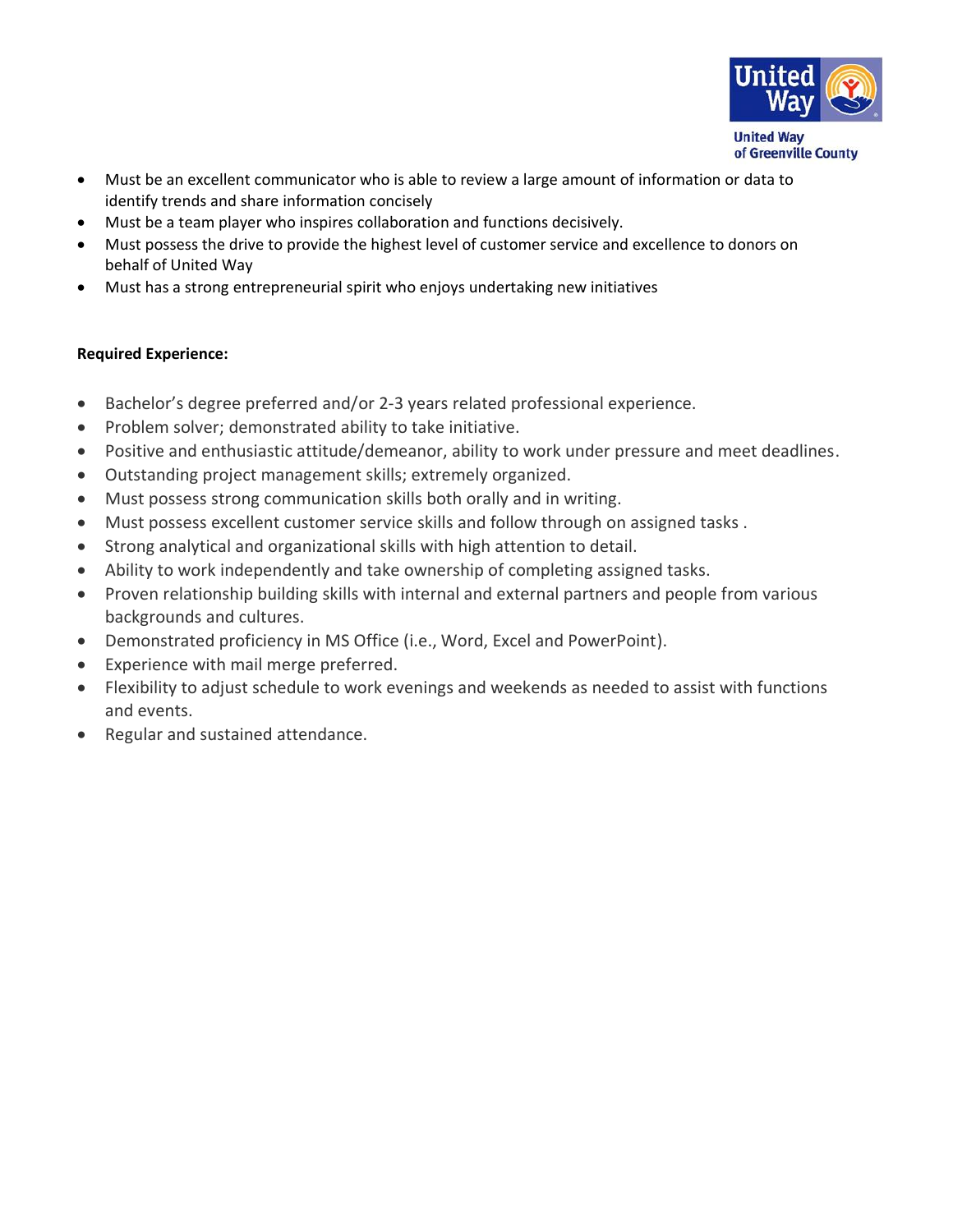- Must be an excellent communicator who is able to review a large amount of information or data to identify trends and share information concisely
- Must be a team player who inspires collaboration and functions decisively.
- Must possess the drive to provide the highest level of customer service and excellence to donors on behalf of United Way
- Must has a strong entrepreneurial spirit who enjoys undertaking new initiatives

**Required Experience:**

- Bachelor's degree preferred and/or 2-3 years related professional experience.
- Problem solver; demonstrated ability to take initiative.
- Positive and enthusiastic attitude/demeanor, ability to work under pressure and meet deadlines.
- Outstanding project management skills; extremely organized.
- Must possess strong communication skills both orally and in writing.
- Must possess excellent customer service skills and follow through on assigned tasks .
- Strong analytical and organizational skills with high attention to detail.
- Ability to work independently and take ownership of completing assigned tasks.
- Proven relationship building skills with internal and external partners and people from various backgrounds and cultures.
- Demonstrated proficiency in MS Office (i.e., Word, Excel and PowerPoint).
- Experience with mail merge preferred.
- Flexibility to adjust schedule to work evenings and weekends as needed to assist with functions and events.
- Regular and sustained attendance.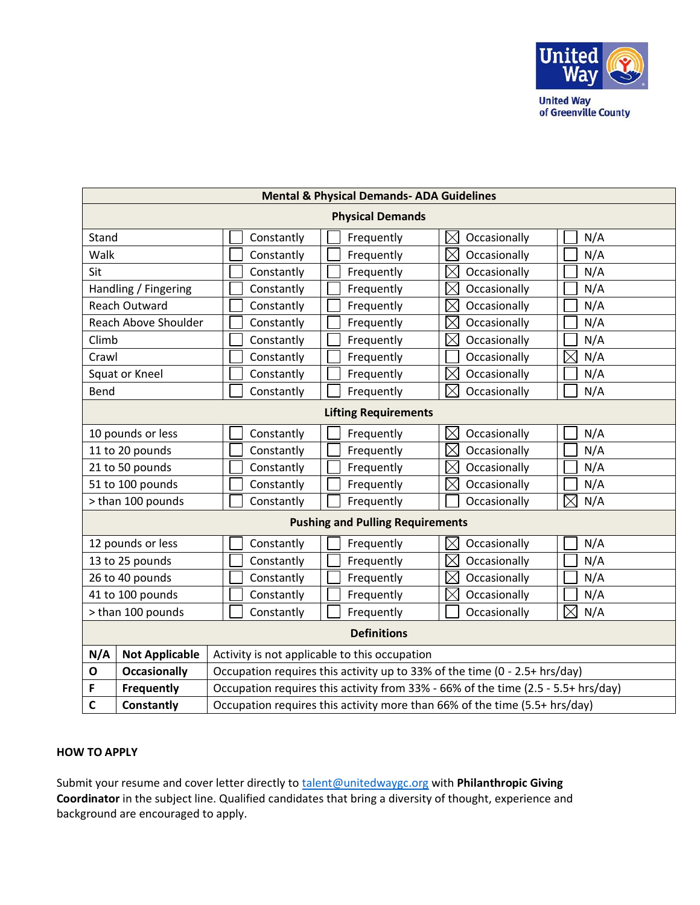| Mental & Physical Demands- ADA Guidelines | | | | |
|---|---|---|---|---|
| **Physical Demands** | | | | |
| Stand | ☐ Constantly | ☐ Frequently | ☒ Occasionally | ☐ N/A |
| Walk | ☐ Constantly | ☐ Frequently | ☒ Occasionally | ☐ N/A |
| Sit | ☐ Constantly | ☐ Frequently | ☒ Occasionally | ☐ N/A |
| Handling / Fingering | ☐ Constantly | ☐ Frequently | ☒ Occasionally | ☐ N/A |
| Reach Outward | ☐ Constantly | ☐ Frequently | ☒ Occasionally | ☐ N/A |
| Reach Above Shoulder | ☐ Constantly | ☐ Frequently | ☒ Occasionally | ☐ N/A |
| Climb | ☐ Constantly | ☐ Frequently | ☒ Occasionally | ☐ N/A |
| Crawl | ☐ Constantly | ☐ Frequently | ☐ Occasionally | ☒ N/A |
| Squat or Kneel | ☐ Constantly | ☐ Frequently | ☒ Occasionally | ☐ N/A |
| Bend | ☐ Constantly | ☐ Frequently | ☒ Occasionally | ☐ N/A |
| **Lifting Requirements** | | | | |
| 10 pounds or less | ☐ Constantly | ☐ Frequently | ☒ Occasionally | ☐ N/A |
| 11 to 20 pounds | ☐ Constantly | ☐ Frequently | ☒ Occasionally | ☐ N/A |
| 21 to 50 pounds | ☐ Constantly | ☐ Frequently | ☒ Occasionally | ☐ N/A |
| 51 to 100 pounds | ☐ Constantly | ☐ Frequently | ☒ Occasionally | ☐ N/A |
| > than 100 pounds | ☐ Constantly | ☐ Frequently | ☐ Occasionally | ☒ N/A |
| **Pushing and Pulling Requirements** | | | | |
| 12 pounds or less | ☐ Constantly | ☐ Frequently | ☒ Occasionally | ☐ N/A |
| 13 to 25 pounds | ☐ Constantly | ☐ Frequently | ☒ Occasionally | ☐ N/A |
| 26 to 40 pounds | ☐ Constantly | ☐ Frequently | ☒ Occasionally | ☐ N/A |
| 41 to 100 pounds | ☐ Constantly | ☐ Frequently | ☒ Occasionally | ☐ N/A |
| > than 100 pounds | ☐ Constantly | ☐ Frequently | ☐ Occasionally | ☒ N/A |

| Definitions | | |
|---|---|---|
| **N/A** | **Not Applicable** | Activity is not applicable to this occupation |
| **O** | **Occasionally** | Occupation requires this activity up to 33% of the time (0 - 2.5+ hrs/day) |
| **F** | **Frequently** | Occupation requires this activity from 33% - 66% of the time (2.5 - 5.5+ hrs/day) |
| **C** | **Constantly** | Occupation requires this activity more than 66% of the time (5.5+ hrs/day) |

**HOW TO APPLY**

Submit your resume and cover letter directly to talent@unitedwaygc.org with **Philanthropic Giving Coordinator** in the subject line. Qualified candidates that bring a diversity of thought, experience and background are encouraged to apply.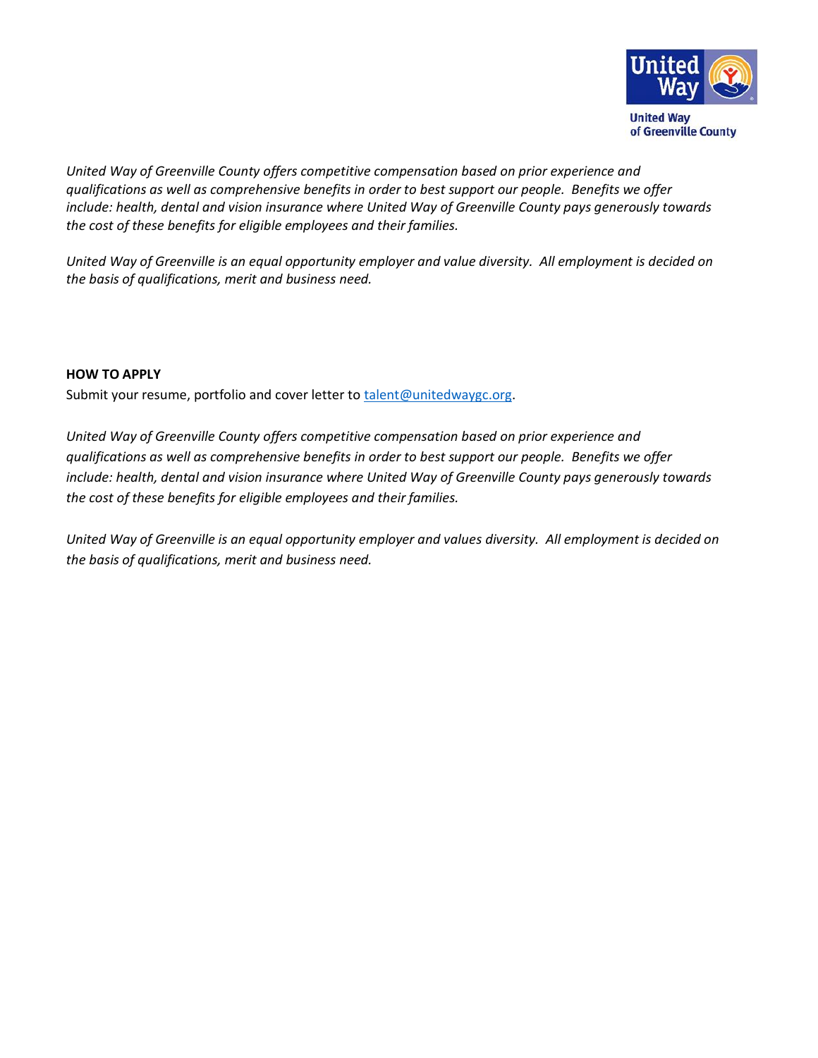*United Way of Greenville County offers competitive compensation based on prior experience and qualifications as well as comprehensive benefits in order to best support our people. Benefits we offer include: health, dental and vision insurance where United Way of Greenville County pays generously towards the cost of these benefits for eligible employees and their families.*

*United Way of Greenville is an equal opportunity employer and value diversity. All employment is decided on the basis of qualifications, merit and business need.*

**HOW TO APPLY**

Submit your resume, portfolio and cover letter to talent@unitedwaygc.org.

*United Way of Greenville County offers competitive compensation based on prior experience and qualifications as well as comprehensive benefits in order to best support our people. Benefits we offer include: health, dental and vision insurance where United Way of Greenville County pays generously towards the cost of these benefits for eligible employees and their families.*

*United Way of Greenville is an equal opportunity employer and values diversity. All employment is decided on the basis of qualifications, merit and business need.*